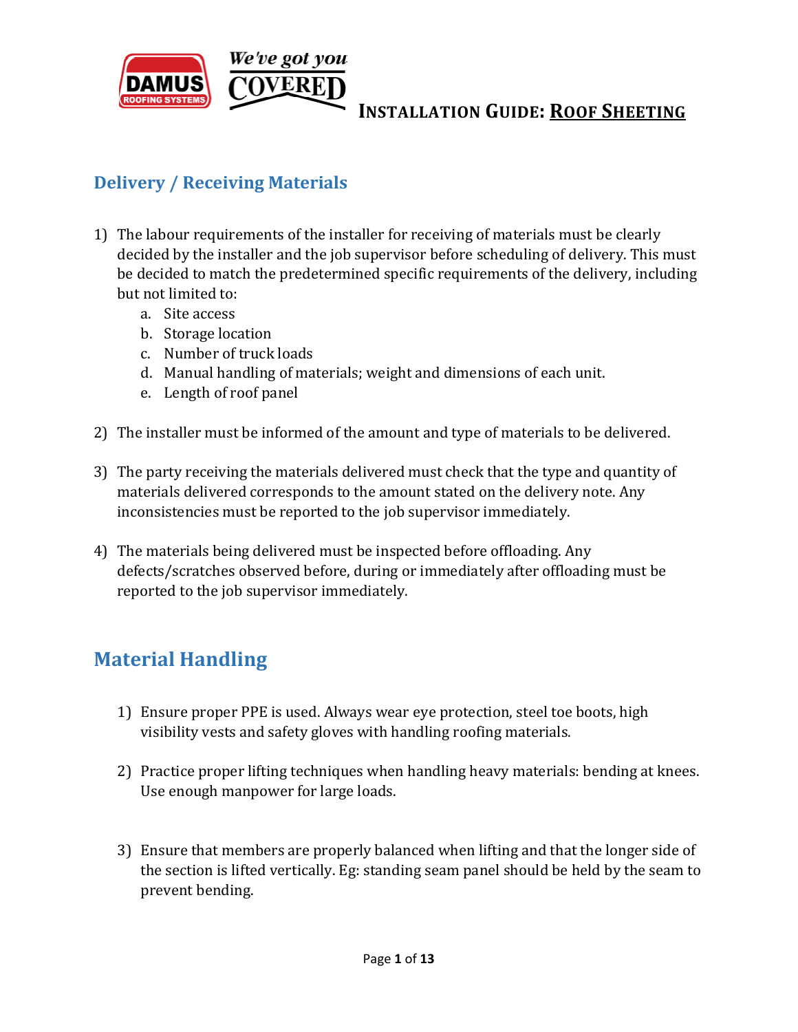# INSTALLATION GUIDE: ROOF SHEETING

## Delivery / Receiving Materials

1) The labour requirements of the installer for receiving of materials must be clearly decided by the installer and the job supervisor before scheduling of delivery. This must be decided to match the predetermined specific requirements of the delivery, including but not limited to:
   a. Site access
   b. Storage location
   c. Number of truck loads
   d. Manual handling of materials; weight and dimensions of each unit.
   e. Length of roof panel

2) The installer must be informed of the amount and type of materials to be delivered.

3) The party receiving the materials delivered must check that the type and quantity of materials delivered corresponds to the amount stated on the delivery note. Any inconsistencies must be reported to the job supervisor immediately.

4) The materials being delivered must be inspected before offloading. Any defects/scratches observed before, during or immediately after offloading must be reported to the job supervisor immediately.

## Material Handling

1) Ensure proper PPE is used. Always wear eye protection, steel toe boots, high visibility vests and safety gloves with handling roofing materials.

2) Practice proper lifting techniques when handling heavy materials: bending at knees. Use enough manpower for large loads.

3) Ensure that members are properly balanced when lifting and that the longer side of the section is lifted vertically. Eg: standing seam panel should be held by the seam to prevent bending.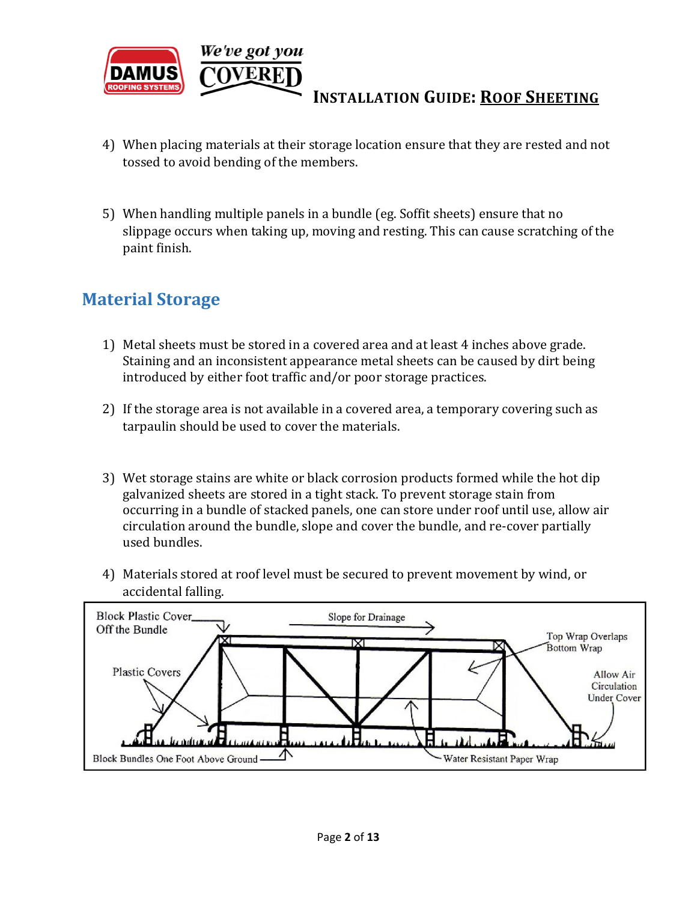4) When placing materials at their storage location ensure that they are rested and not tossed to avoid bending of the members.

5) When handling multiple panels in a bundle (eg. Soffit sheets) ensure that no slippage occurs when taking up, moving and resting. This can cause scratching of the paint finish.

## Material Storage

1) Metal sheets must be stored in a covered area and at least 4 inches above grade. Staining and an inconsistent appearance metal sheets can be caused by dirt being introduced by either foot traffic and/or poor storage practices.

2) If the storage area is not available in a covered area, a temporary covering such as tarpaulin should be used to cover the materials.

3) Wet storage stains are white or black corrosion products formed while the hot dip galvanized sheets are stored in a tight stack. To prevent storage stain from occurring in a bundle of stacked panels, one can store under roof until use, allow air circulation around the bundle, slope and cover the bundle, and re-cover partially used bundles.

4) Materials stored at roof level must be secured to prevent movement by wind, or accidental falling.

Block Plastic Cover Off the Bundle

Slope for Drainage

Top Wrap Overlaps Bottom Wrap

Plastic Covers

Allow Air Circulation Under Cover

Block Bundles One Foot Above Ground

Water Resistant Paper Wrap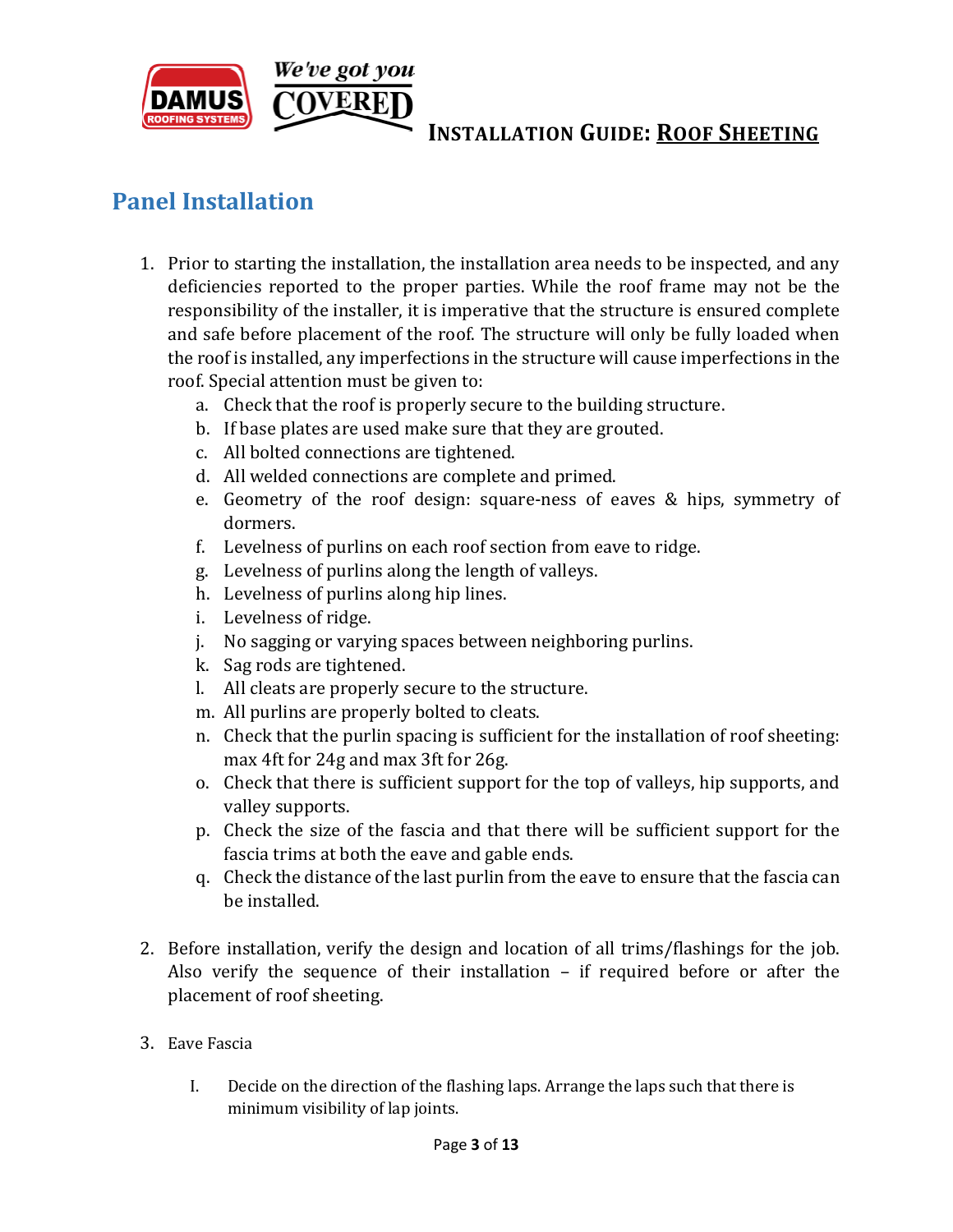## Panel Installation

1. Prior to starting the installation, the installation area needs to be inspected, and any deficiencies reported to the proper parties. While the roof frame may not be the responsibility of the installer, it is imperative that the structure is ensured complete and safe before placement of the roof. The structure will only be fully loaded when the roof is installed, any imperfections in the structure will cause imperfections in the roof. Special attention must be given to:
    a. Check that the roof is properly secure to the building structure.
    b. If base plates are used make sure that they are grouted.
    c. All bolted connections are tightened.
    d. All welded connections are complete and primed.
    e. Geometry of the roof design: square-ness of eaves & hips, symmetry of dormers.
    f. Levelness of purlins on each roof section from eave to ridge.
    g. Levelness of purlins along the length of valleys.
    h. Levelness of purlins along hip lines.
    i. Levelness of ridge.
    j. No sagging or varying spaces between neighboring purlins.
    k. Sag rods are tightened.
    l. All cleats are properly secure to the structure.
    m. All purlins are properly bolted to cleats.
    n. Check that the purlin spacing is sufficient for the installation of roof sheeting: max 4ft for 24g and max 3ft for 26g.
    o. Check that there is sufficient support for the top of valleys, hip supports, and valley supports.
    p. Check the size of the fascia and that there will be sufficient support for the fascia trims at both the eave and gable ends.
    q. Check the distance of the last purlin from the eave to ensure that the fascia can be installed.

2. Before installation, verify the design and location of all trims/flashings for the job. Also verify the sequence of their installation – if required before or after the placement of roof sheeting.

3. Eave Fascia

    I. Decide on the direction of the flashing laps. Arrange the laps such that there is minimum visibility of lap joints.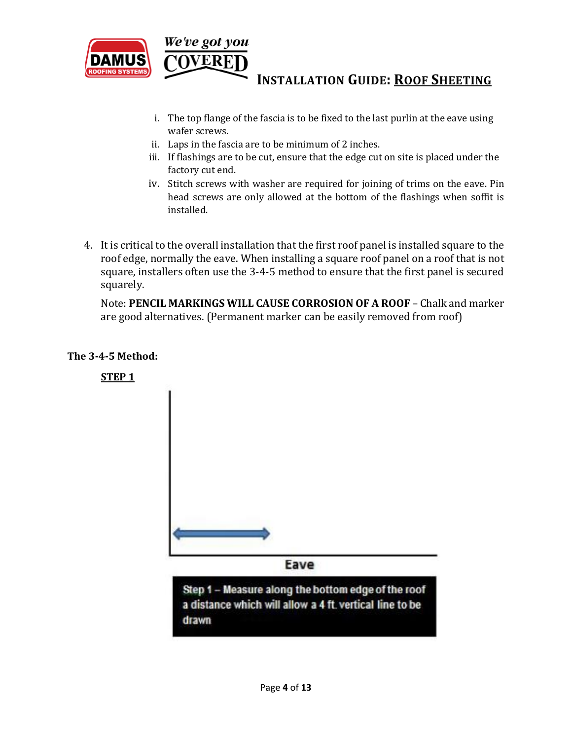i. The top flange of the fascia is to be fixed to the last purlin at the eave using wafer screws.
ii. Laps in the fascia are to be minimum of 2 inches.
iii. If flashings are to be cut, ensure that the edge cut on site is placed under the factory cut end.
iv. Stitch screws with washer are required for joining of trims on the eave. Pin head screws are only allowed at the bottom of the flashings when soffit is installed.

4. It is critical to the overall installation that the first roof panel is installed square to the roof edge, normally the eave. When installing a square roof panel on a roof that is not square, installers often use the 3-4-5 method to ensure that the first panel is secured squarely.

   Note: **PENCIL MARKINGS WILL CAUSE CORROSION OF A ROOF** – Chalk and marker are good alternatives. (Permanent marker can be easily removed from roof)

**The 3-4-5 Method:**

**STEP 1**

Eave

Step 1 – Measure along the bottom edge of the roof a distance which will allow a 4 ft. vertical line to be drawn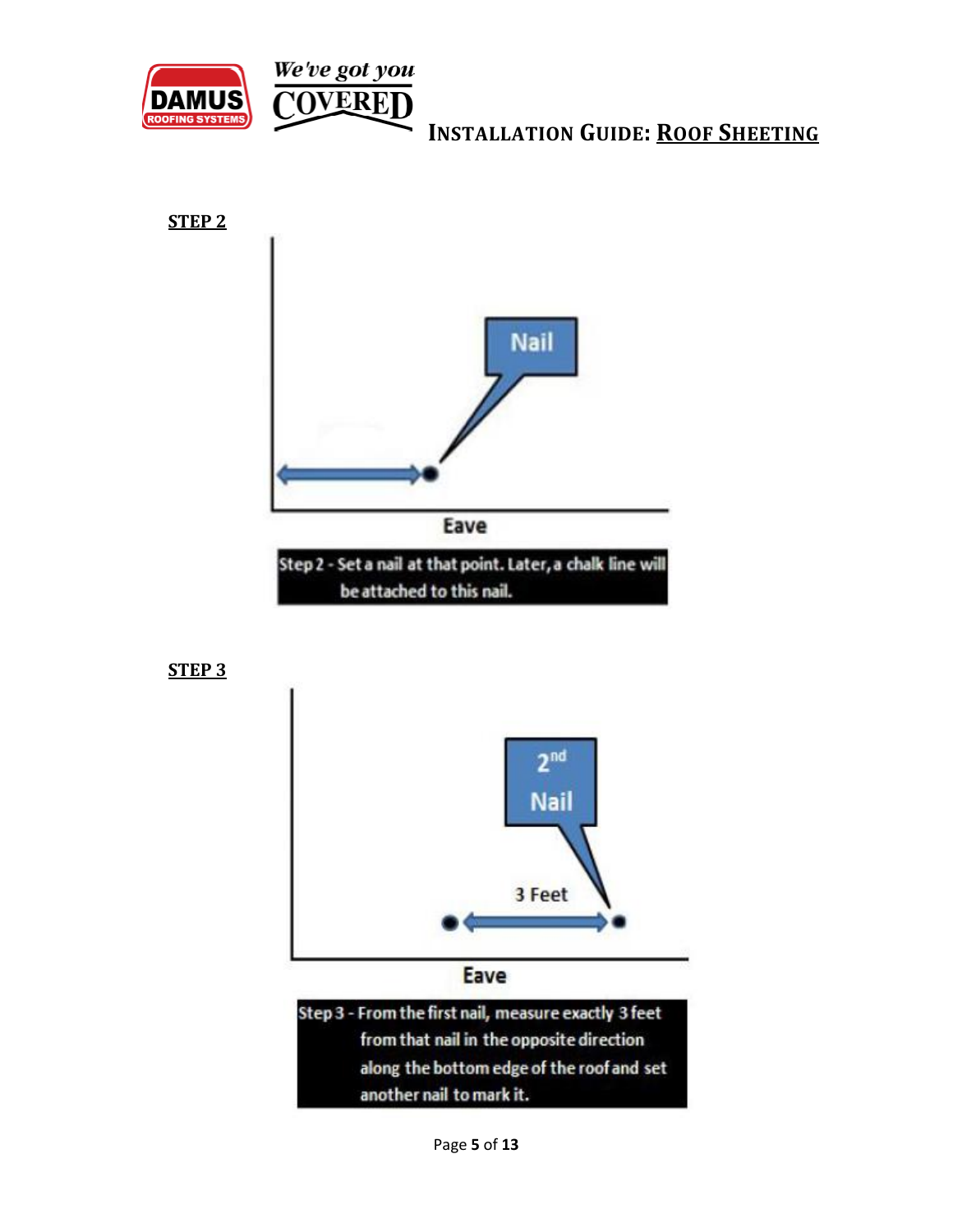## STEP 2

Nail

Eave

Step 2 - Set a nail at that point. Later, a chalk line will be attached to this nail.

## STEP 3

2nd Nail

3 Feet

Eave

Step 3 - From the first nail, measure exactly 3 feet from that nail in the opposite direction along the bottom edge of the roof and set another nail to mark it.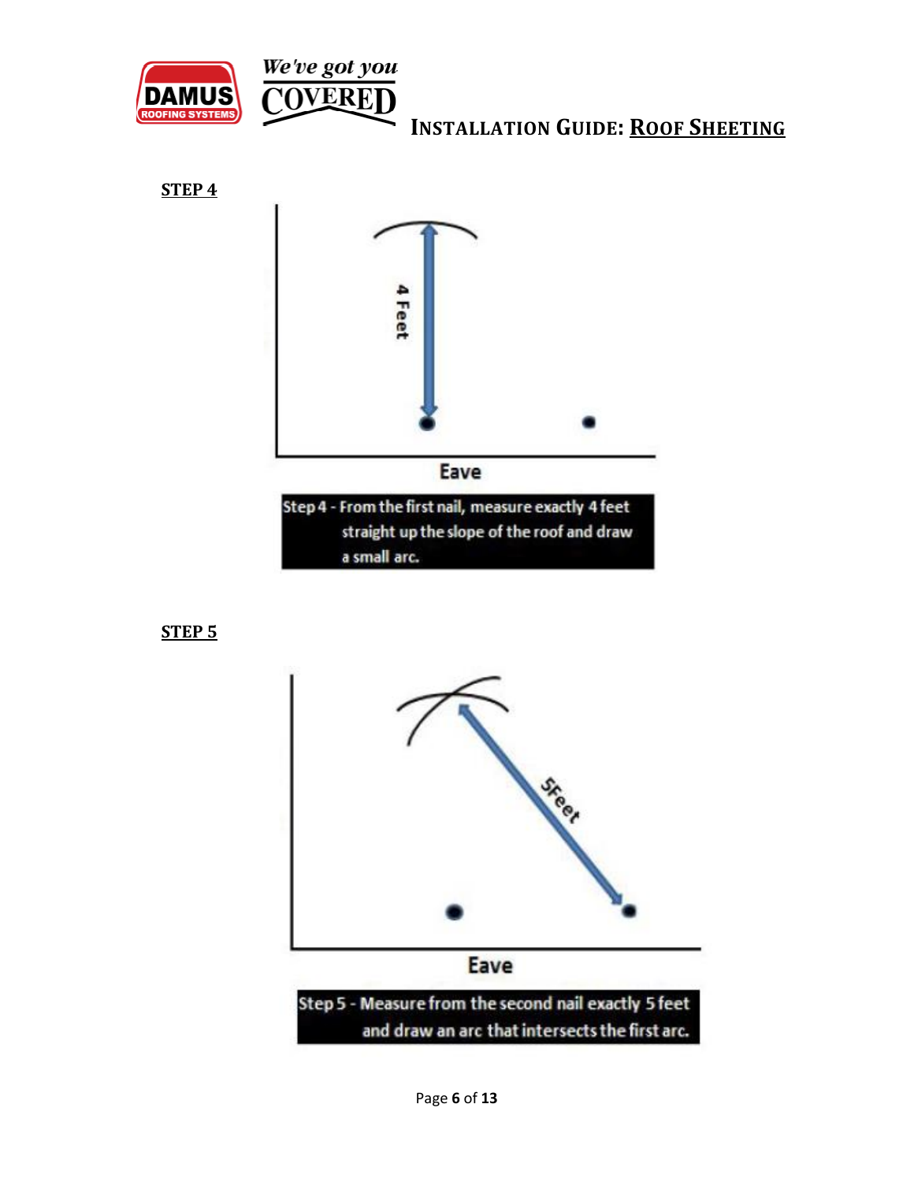**STEP 4**

4 Feet

Eave

Step 4 - From the first nail, measure exactly 4 feet straight up the slope of the roof and draw a small arc.

**STEP 5**

5Feet

Eave

Step 5 - Measure from the second nail exactly 5 feet and draw an arc that intersects the first arc.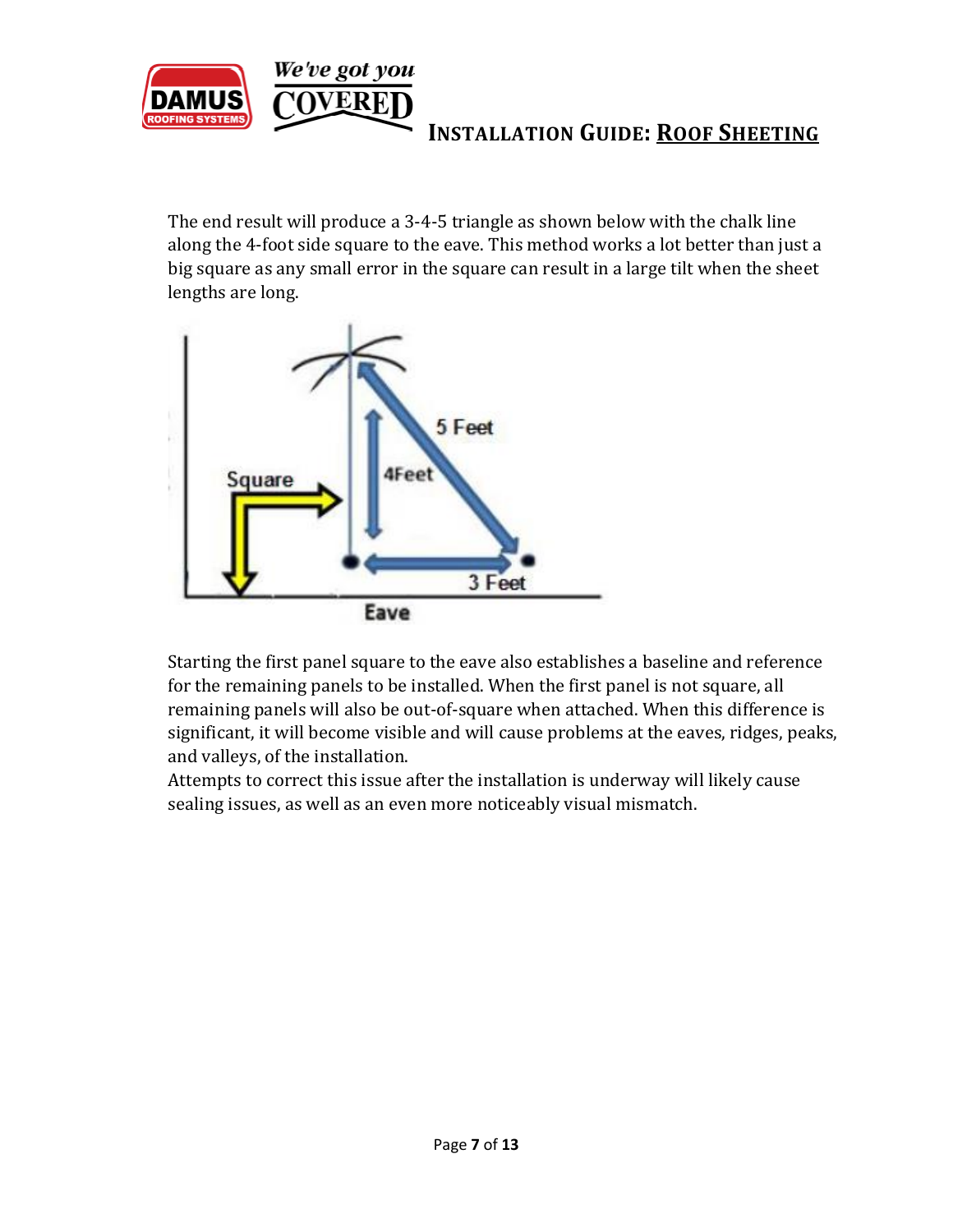The end result will produce a 3-4-5 triangle as shown below with the chalk line along the 4-foot side square to the eave. This method works a lot better than just a big square as any small error in the square can result in a large tilt when the sheet lengths are long.

Starting the first panel square to the eave also establishes a baseline and reference for the remaining panels to be installed. When the first panel is not square, all remaining panels will also be out-of-square when attached. When this difference is significant, it will become visible and will cause problems at the eaves, ridges, peaks, and valleys, of the installation.

Attempts to correct this issue after the installation is underway will likely cause sealing issues, as well as an even more noticeably visual mismatch.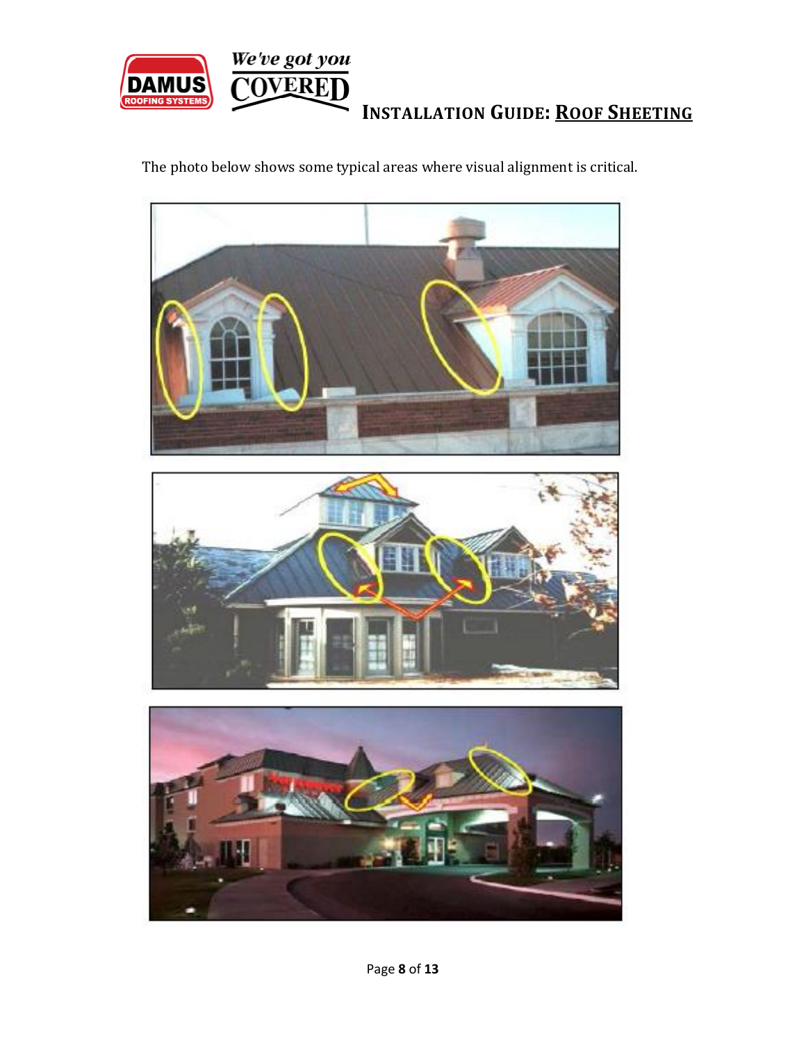The photo below shows some typical areas where visual alignment is critical.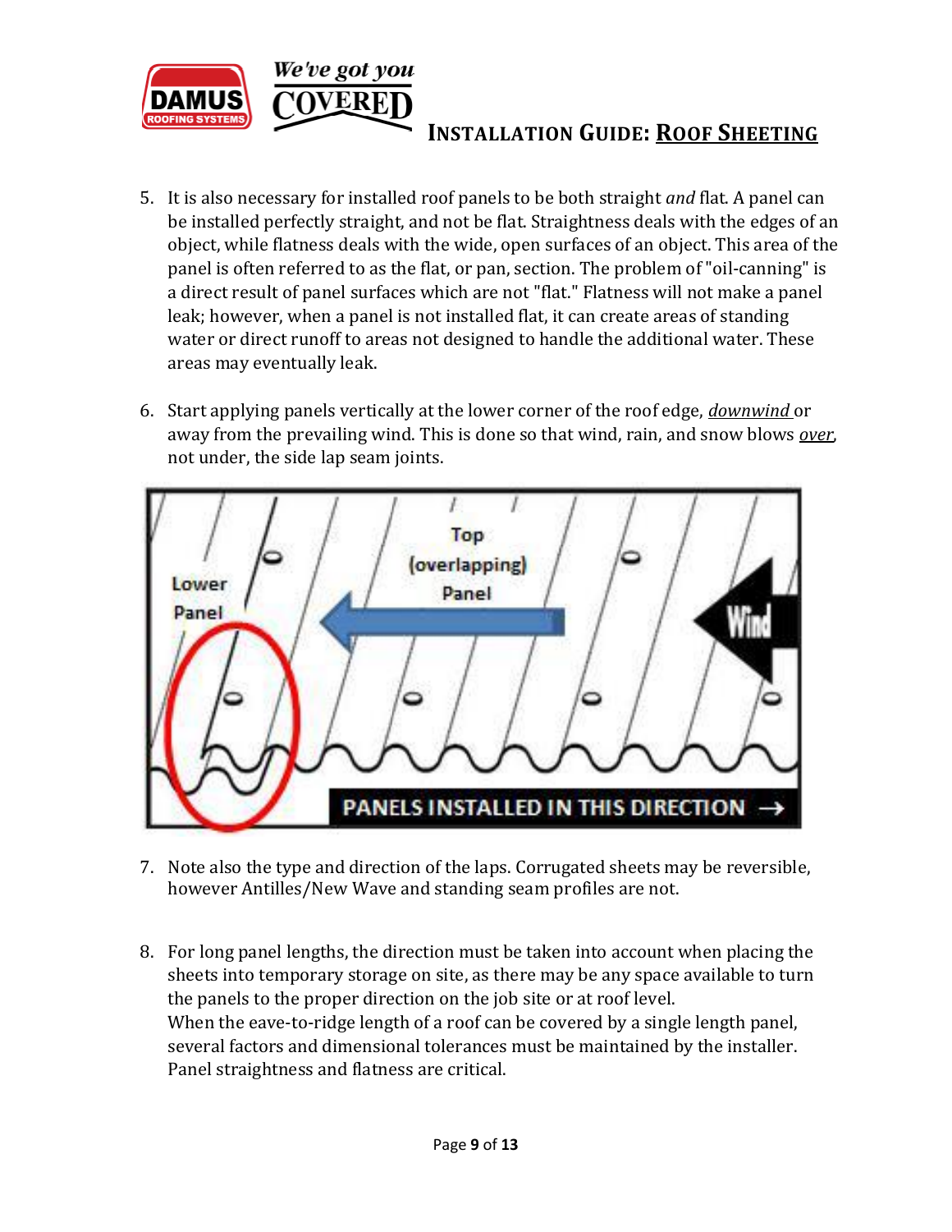5. It is also necessary for installed roof panels to be both straight *and* flat. A panel can be installed perfectly straight, and not be flat. Straightness deals with the edges of an object, while flatness deals with the wide, open surfaces of an object. This area of the panel is often referred to as the flat, or pan, section. The problem of "oil-canning" is a direct result of panel surfaces which are not "flat." Flatness will not make a panel leak; however, when a panel is not installed flat, it can create areas of standing water or direct runoff to areas not designed to handle the additional water. These areas may eventually leak.

6. Start applying panels vertically at the lower corner of the roof edge, ***downwind*** or away from the prevailing wind. This is done so that wind, rain, and snow blows ***over***, not under, the side lap seam joints.

7. Note also the type and direction of the laps. Corrugated sheets may be reversible, however Antilles/New Wave and standing seam profiles are not.

8. For long panel lengths, the direction must be taken into account when placing the sheets into temporary storage on site, as there may be any space available to turn the panels to the proper direction on the job site or at roof level.
   When the eave-to-ridge length of a roof can be covered by a single length panel, several factors and dimensional tolerances must be maintained by the installer. Panel straightness and flatness are critical.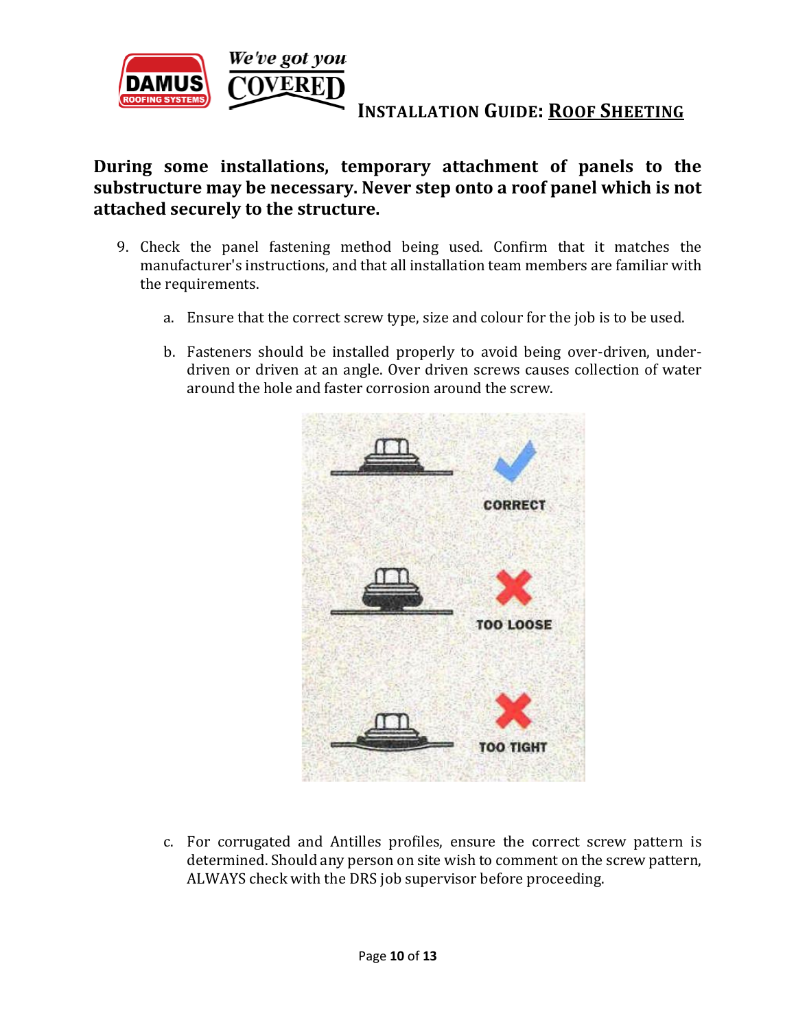**During some installations, temporary attachment of panels to the substructure may be necessary. Never step onto a roof panel which is not attached securely to the structure.**

9. Check the panel fastening method being used. Confirm that it matches the manufacturer's instructions, and that all installation team members are familiar with the requirements.

    a. Ensure that the correct screw type, size and colour for the job is to be used.

    b. Fasteners should be installed properly to avoid being over-driven, under-driven or driven at an angle. Over driven screws causes collection of water around the hole and faster corrosion around the screw.

    CORRECT

    TOO LOOSE

    TOO TIGHT

    c. For corrugated and Antilles profiles, ensure the correct screw pattern is determined. Should any person on site wish to comment on the screw pattern, ALWAYS check with the DRS job supervisor before proceeding.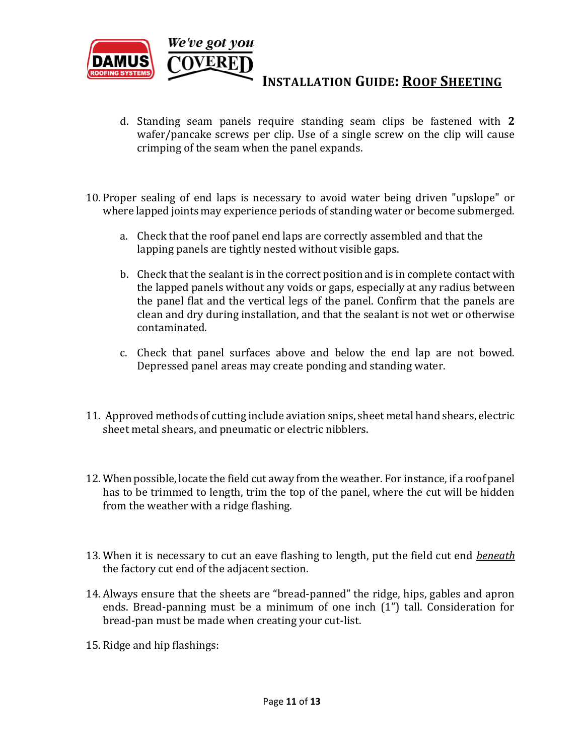d. Standing seam panels require standing seam clips be fastened with **2** wafer/pancake screws per clip. Use of a single screw on the clip will cause crimping of the seam when the panel expands.

10. Proper sealing of end laps is necessary to avoid water being driven "upslope" or where lapped joints may experience periods of standing water or become submerged.

    a. Check that the roof panel end laps are correctly assembled and that the lapping panels are tightly nested without visible gaps.

    b. Check that the sealant is in the correct position and is in complete contact with the lapped panels without any voids or gaps, especially at any radius between the panel flat and the vertical legs of the panel. Confirm that the panels are clean and dry during installation, and that the sealant is not wet or otherwise contaminated.

    c. Check that panel surfaces above and below the end lap are not bowed. Depressed panel areas may create ponding and standing water.

11. Approved methods of cutting include aviation snips, sheet metal hand shears, electric sheet metal shears, and pneumatic or electric nibblers.

12. When possible, locate the field cut away from the weather. For instance, if a roof panel has to be trimmed to length, trim the top of the panel, where the cut will be hidden from the weather with a ridge flashing.

13. When it is necessary to cut an eave flashing to length, put the field cut end ***beneath*** the factory cut end of the adjacent section.

14. Always ensure that the sheets are "bread-panned" the ridge, hips, gables and apron ends. Bread-panning must be a minimum of one inch (1") tall. Consideration for bread-pan must be made when creating your cut-list.

15. Ridge and hip flashings: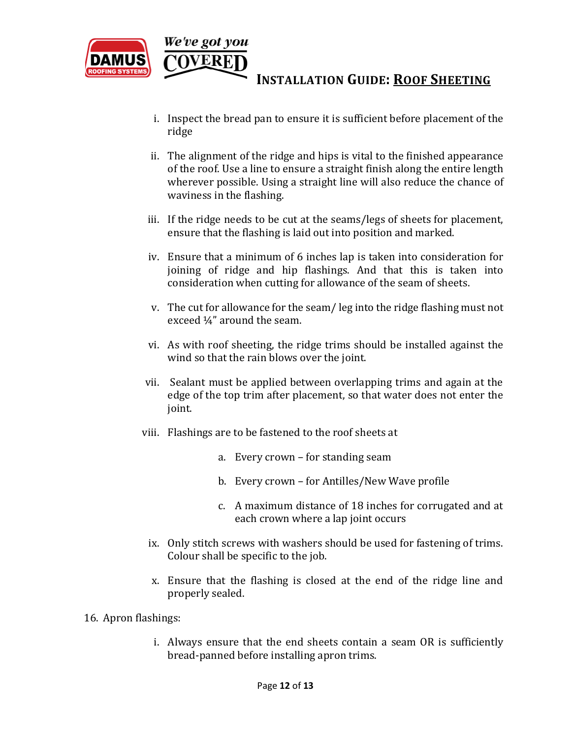i. Inspect the bread pan to ensure it is sufficient before placement of the ridge

ii. The alignment of the ridge and hips is vital to the finished appearance of the roof. Use a line to ensure a straight finish along the entire length wherever possible. Using a straight line will also reduce the chance of waviness in the flashing.

iii. If the ridge needs to be cut at the seams/legs of sheets for placement, ensure that the flashing is laid out into position and marked.

iv. Ensure that a minimum of 6 inches lap is taken into consideration for joining of ridge and hip flashings. And that this is taken into consideration when cutting for allowance of the seam of sheets.

v. The cut for allowance for the seam/ leg into the ridge flashing must not exceed ¼" around the seam.

vi. As with roof sheeting, the ridge trims should be installed against the wind so that the rain blows over the joint.

vii. Sealant must be applied between overlapping trims and again at the edge of the top trim after placement, so that water does not enter the joint.

viii. Flashings are to be fastened to the roof sheets at

   a. Every crown – for standing seam

   b. Every crown – for Antilles/New Wave profile

   c. A maximum distance of 18 inches for corrugated and at each crown where a lap joint occurs

ix. Only stitch screws with washers should be used for fastening of trims. Colour shall be specific to the job.

x. Ensure that the flashing is closed at the end of the ridge line and properly sealed.

16. Apron flashings:

   i. Always ensure that the end sheets contain a seam OR is sufficiently bread-panned before installing apron trims.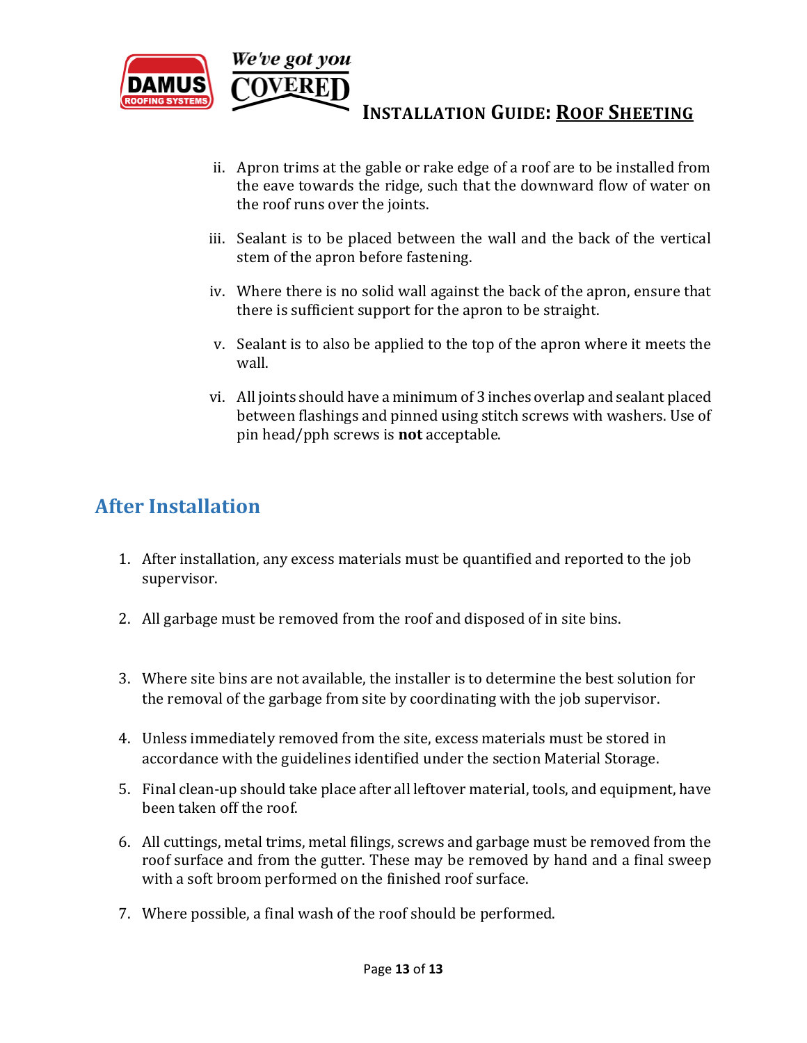ii. Apron trims at the gable or rake edge of a roof are to be installed from the eave towards the ridge, such that the downward flow of water on the roof runs over the joints.

iii. Sealant is to be placed between the wall and the back of the vertical stem of the apron before fastening.

iv. Where there is no solid wall against the back of the apron, ensure that there is sufficient support for the apron to be straight.

v. Sealant is to also be applied to the top of the apron where it meets the wall.

vi. All joints should have a minimum of 3 inches overlap and sealant placed between flashings and pinned using stitch screws with washers. Use of pin head/pph screws is **not** acceptable.

## After Installation

1. After installation, any excess materials must be quantified and reported to the job supervisor.
2. All garbage must be removed from the roof and disposed of in site bins.
3. Where site bins are not available, the installer is to determine the best solution for the removal of the garbage from site by coordinating with the job supervisor.
4. Unless immediately removed from the site, excess materials must be stored in accordance with the guidelines identified under the section Material Storage.
5. Final clean-up should take place after all leftover material, tools, and equipment, have been taken off the roof.
6. All cuttings, metal trims, metal filings, screws and garbage must be removed from the roof surface and from the gutter. These may be removed by hand and a final sweep with a soft broom performed on the finished roof surface.
7. Where possible, a final wash of the roof should be performed.